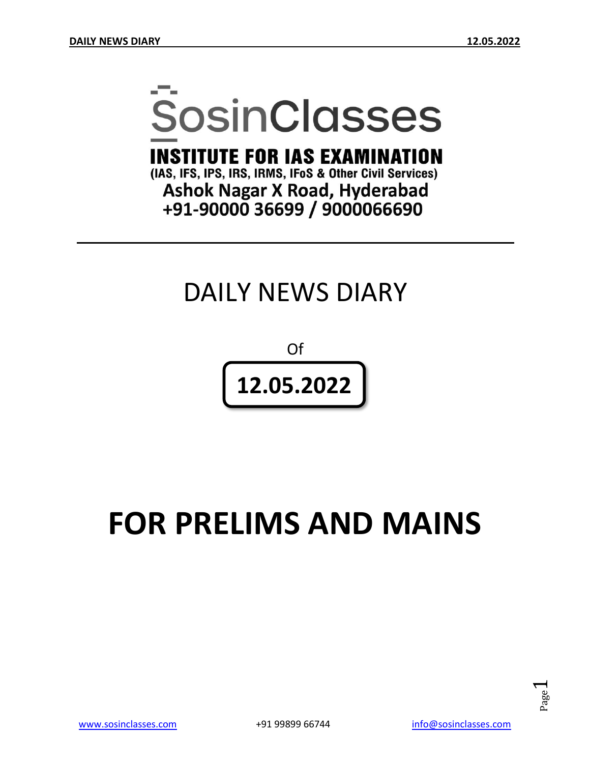# SosinClasses

**INSTITUTE FOR IAS EXAMINATION**

**(IAS, IFS, IPS, IRS, IRMS, IFoS & Other Civil Services)**

**Ashok Nagar X Road, Hyderabad**

**+91-90000 36699 / 9000066690**

---

# DAILY NEWS DIARY

Of

**12.05.2022**

# FOR PRELIMS AND MAINS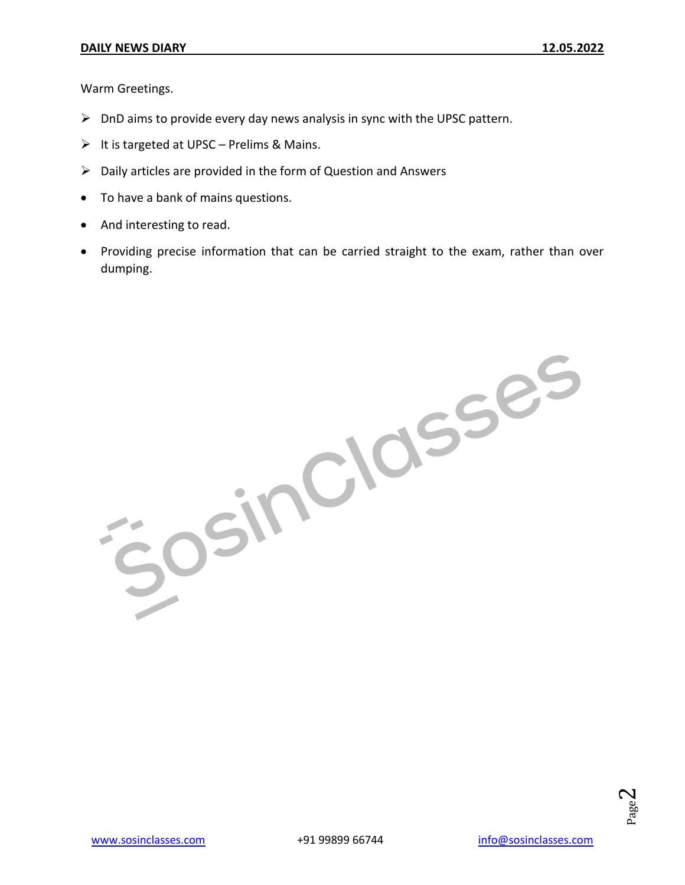Warm Greetings.

- DnD aims to provide every day news analysis in sync with the UPSC pattern.
- It is targeted at UPSC – Prelims & Mains.
- Daily articles are provided in the form of Question and Answers

- To have a bank of mains questions.
- And interesting to read.
- Providing precise information that can be carried straight to the exam, rather than over dumping.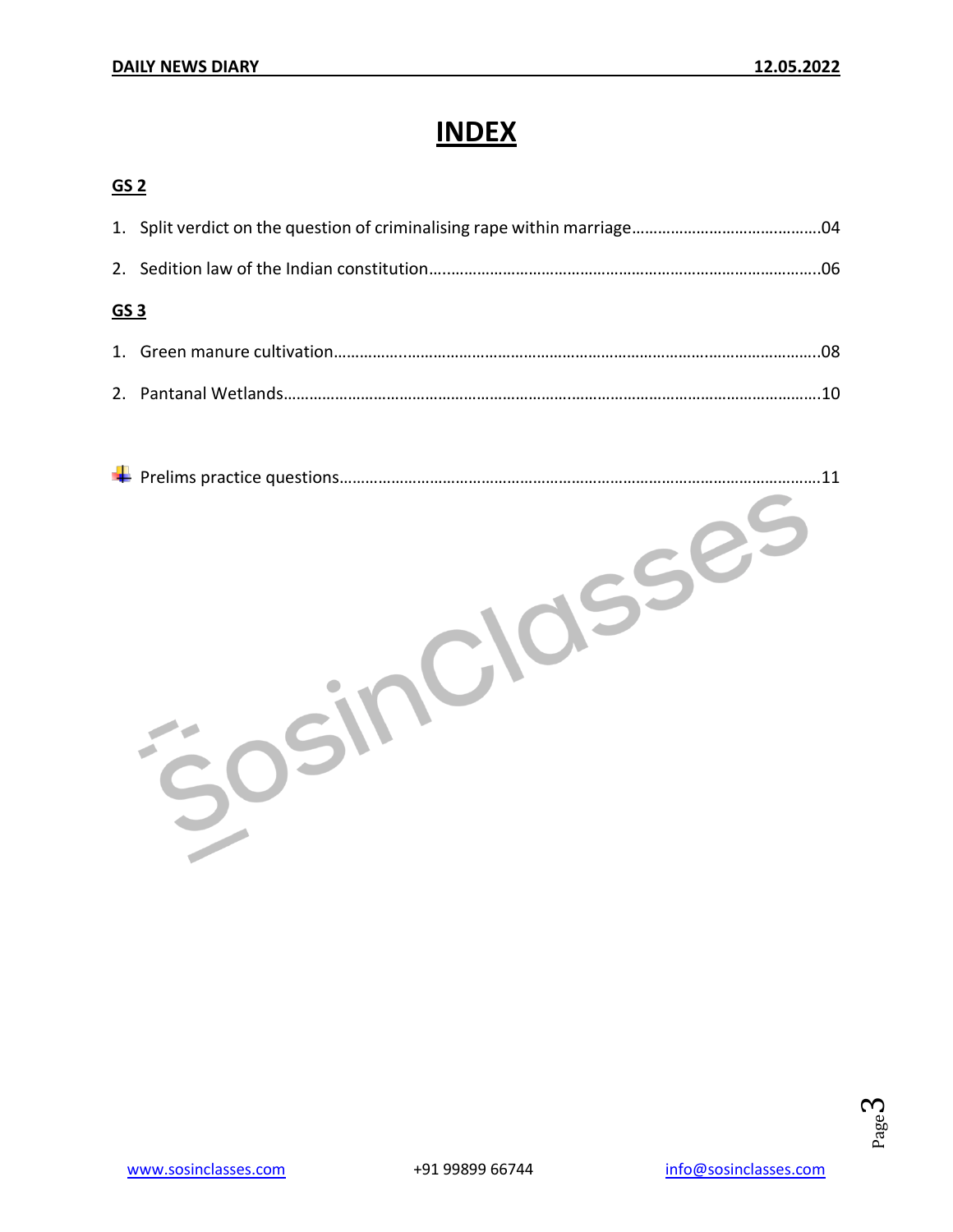# INDEX

## GS 2

1. Split verdict on the question of criminalising rape within marriage……………………………………04
2. Sedition law of the Indian constitution………………………………………………………………………….06

## GS 3

1. Green manure cultivation……………………………………………………………………………………………08
2. Pantanal Wetlands………………………………………………………………………………………………………10

- Prelims practice questions…………………………………………………………………………………………11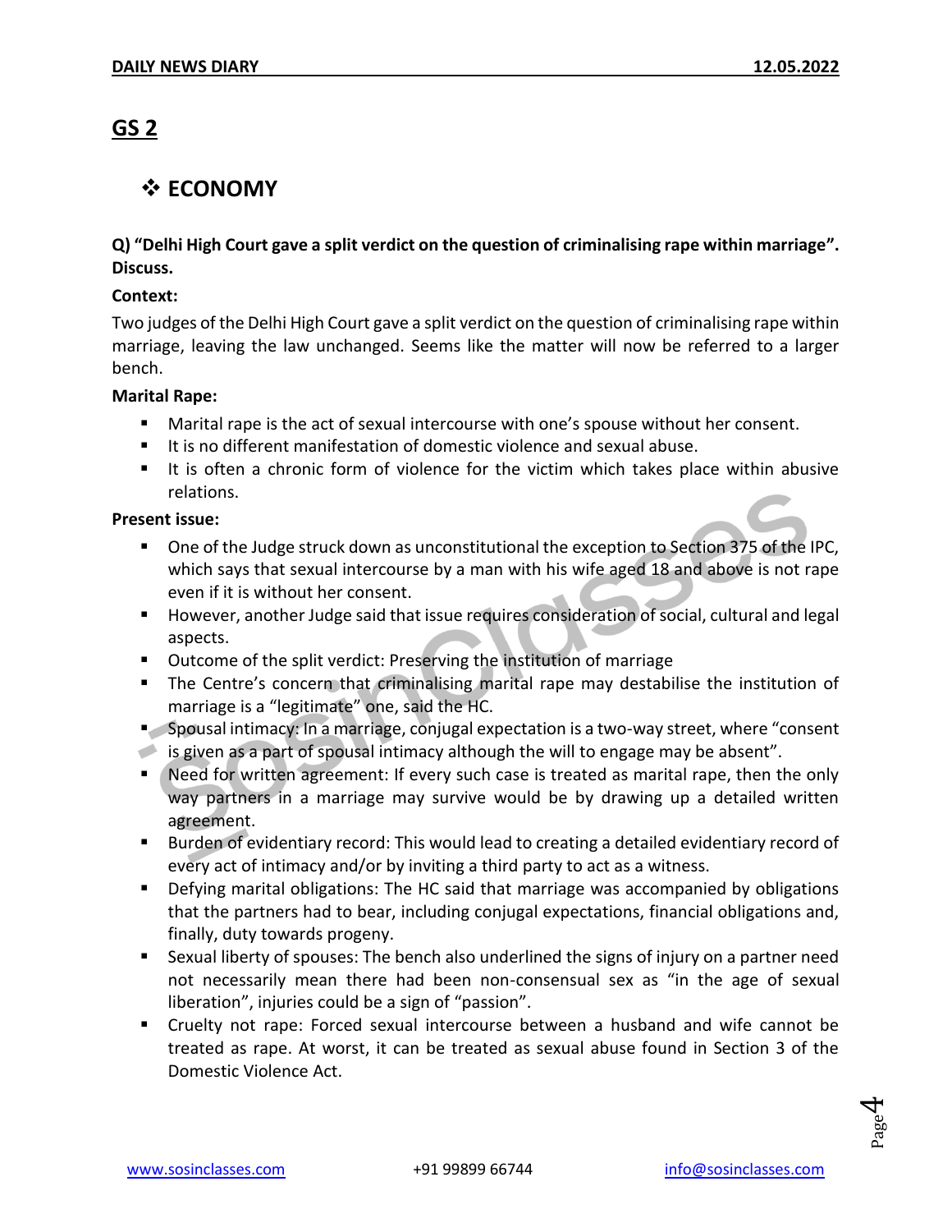## GS 2

### ❖ ECONOMY

**Q) "Delhi High Court gave a split verdict on the question of criminalising rape within marriage". Discuss.**

**Context:**

Two judges of the Delhi High Court gave a split verdict on the question of criminalising rape within marriage, leaving the law unchanged. Seems like the matter will now be referred to a larger bench.

**Marital Rape:**

- Marital rape is the act of sexual intercourse with one's spouse without her consent.
- It is no different manifestation of domestic violence and sexual abuse.
- It is often a chronic form of violence for the victim which takes place within abusive relations.

**Present issue:**

- One of the Judge struck down as unconstitutional the exception to Section 375 of the IPC, which says that sexual intercourse by a man with his wife aged 18 and above is not rape even if it is without her consent.
- However, another Judge said that issue requires consideration of social, cultural and legal aspects.
- Outcome of the split verdict: Preserving the institution of marriage
- The Centre's concern that criminalising marital rape may destabilise the institution of marriage is a "legitimate" one, said the HC.
- Spousal intimacy: In a marriage, conjugal expectation is a two-way street, where "consent is given as a part of spousal intimacy although the will to engage may be absent".
- Need for written agreement: If every such case is treated as marital rape, then the only way partners in a marriage may survive would be by drawing up a detailed written agreement.
- Burden of evidentiary record: This would lead to creating a detailed evidentiary record of every act of intimacy and/or by inviting a third party to act as a witness.
- Defying marital obligations: The HC said that marriage was accompanied by obligations that the partners had to bear, including conjugal expectations, financial obligations and, finally, duty towards progeny.
- Sexual liberty of spouses: The bench also underlined the signs of injury on a partner need not necessarily mean there had been non-consensual sex as "in the age of sexual liberation", injuries could be a sign of "passion".
- Cruelty not rape: Forced sexual intercourse between a husband and wife cannot be treated as rape. At worst, it can be treated as sexual abuse found in Section 3 of the Domestic Violence Act.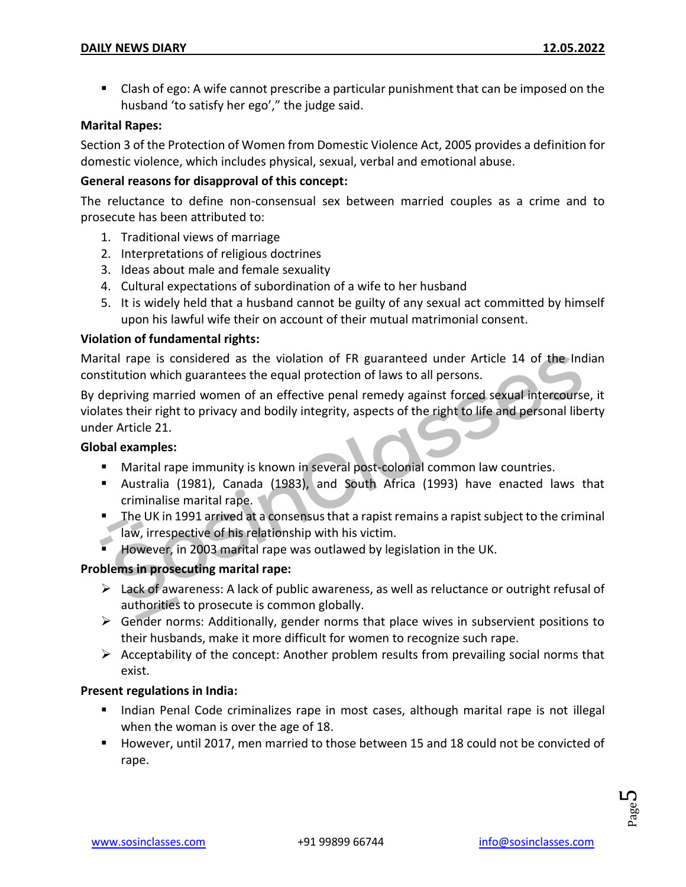- Clash of ego: A wife cannot prescribe a particular punishment that can be imposed on the husband 'to satisfy her ego'," the judge said.

**Marital Rapes:**

Section 3 of the Protection of Women from Domestic Violence Act, 2005 provides a definition for domestic violence, which includes physical, sexual, verbal and emotional abuse.

**General reasons for disapproval of this concept:**

The reluctance to define non-consensual sex between married couples as a crime and to prosecute has been attributed to:

1. Traditional views of marriage
2. Interpretations of religious doctrines
3. Ideas about male and female sexuality
4. Cultural expectations of subordination of a wife to her husband
5. It is widely held that a husband cannot be guilty of any sexual act committed by himself upon his lawful wife their on account of their mutual matrimonial consent.

**Violation of fundamental rights:**

Marital rape is considered as the violation of FR guaranteed under Article 14 of the Indian constitution which guarantees the equal protection of laws to all persons.

By depriving married women of an effective penal remedy against forced sexual intercourse, it violates their right to privacy and bodily integrity, aspects of the right to life and personal liberty under Article 21.

**Global examples:**

- Marital rape immunity is known in several post-colonial common law countries.
- Australia (1981), Canada (1983), and South Africa (1993) have enacted laws that criminalise marital rape.
- The UK in 1991 arrived at a consensus that a rapist remains a rapist subject to the criminal law, irrespective of his relationship with his victim.
- However, in 2003 marital rape was outlawed by legislation in the UK.

**Problems in prosecuting marital rape:**

- Lack of awareness: A lack of public awareness, as well as reluctance or outright refusal of authorities to prosecute is common globally.
- Gender norms: Additionally, gender norms that place wives in subservient positions to their husbands, make it more difficult for women to recognize such rape.
- Acceptability of the concept: Another problem results from prevailing social norms that exist.

**Present regulations in India:**

- Indian Penal Code criminalizes rape in most cases, although marital rape is not illegal when the woman is over the age of 18.
- However, until 2017, men married to those between 15 and 18 could not be convicted of rape.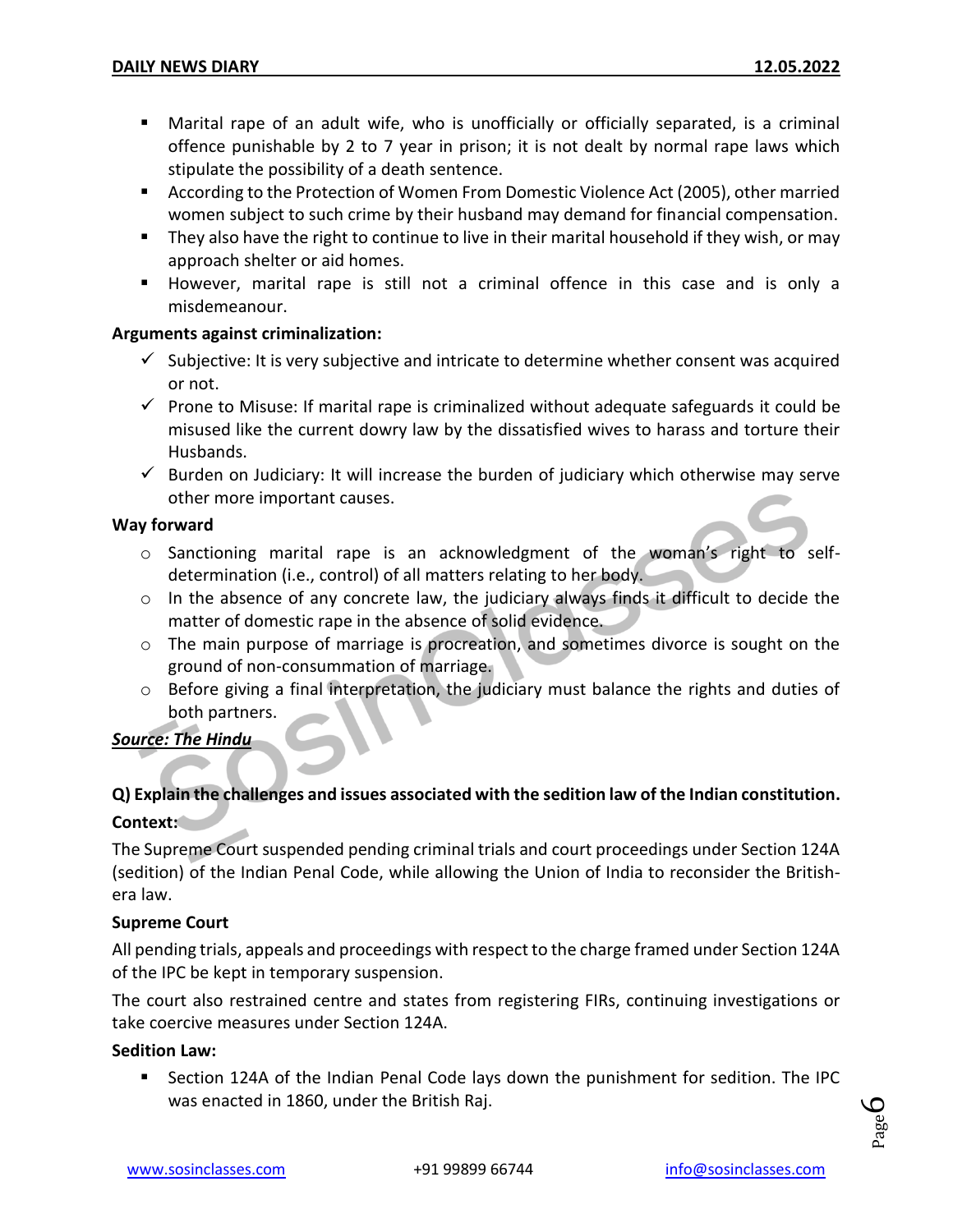- Marital rape of an adult wife, who is unofficially or officially separated, is a criminal offence punishable by 2 to 7 year in prison; it is not dealt by normal rape laws which stipulate the possibility of a death sentence.
- According to the Protection of Women From Domestic Violence Act (2005), other married women subject to such crime by their husband may demand for financial compensation.
- They also have the right to continue to live in their marital household if they wish, or may approach shelter or aid homes.
- However, marital rape is still not a criminal offence in this case and is only a misdemeanour.

**Arguments against criminalization:**

- ✓ Subjective: It is very subjective and intricate to determine whether consent was acquired or not.
- ✓ Prone to Misuse: If marital rape is criminalized without adequate safeguards it could be misused like the current dowry law by the dissatisfied wives to harass and torture their Husbands.
- ✓ Burden on Judiciary: It will increase the burden of judiciary which otherwise may serve other more important causes.

**Way forward**

- Sanctioning marital rape is an acknowledgment of the woman's right to self-determination (i.e., control) of all matters relating to her body.
- In the absence of any concrete law, the judiciary always finds it difficult to decide the matter of domestic rape in the absence of solid evidence.
- The main purpose of marriage is procreation, and sometimes divorce is sought on the ground of non-consummation of marriage.
- Before giving a final interpretation, the judiciary must balance the rights and duties of both partners.

***Source: The Hindu***

**Q) Explain the challenges and issues associated with the sedition law of the Indian constitution.**

**Context:**

The Supreme Court suspended pending criminal trials and court proceedings under Section 124A (sedition) of the Indian Penal Code, while allowing the Union of India to reconsider the British-era law.

**Supreme Court**

All pending trials, appeals and proceedings with respect to the charge framed under Section 124A of the IPC be kept in temporary suspension.

The court also restrained centre and states from registering FIRs, continuing investigations or take coercive measures under Section 124A.

**Sedition Law:**

- Section 124A of the Indian Penal Code lays down the punishment for sedition. The IPC was enacted in 1860, under the British Raj.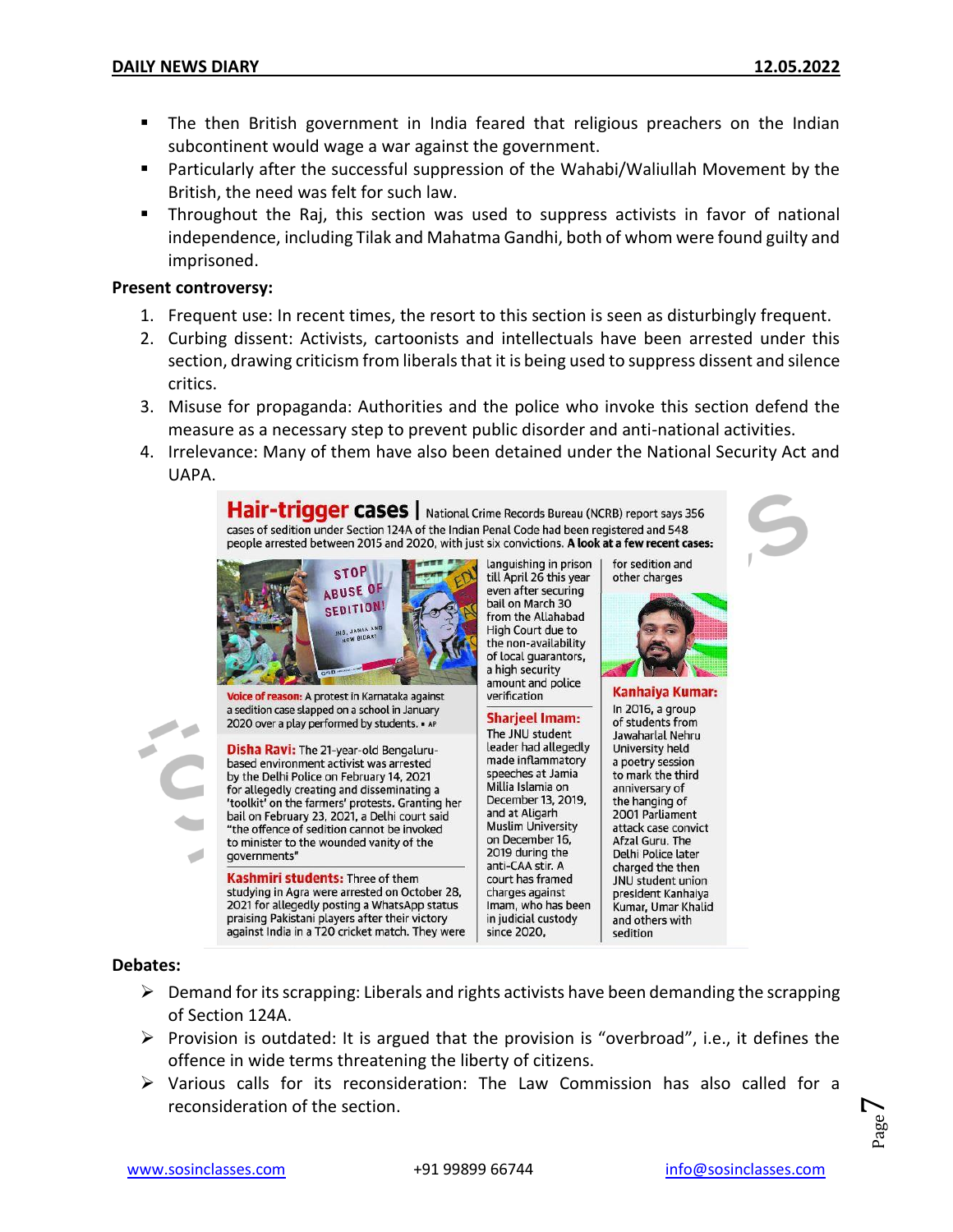- The then British government in India feared that religious preachers on the Indian subcontinent would wage a war against the government.
- Particularly after the successful suppression of the Wahabi/Waliullah Movement by the British, the need was felt for such law.
- Throughout the Raj, this section was used to suppress activists in favor of national independence, including Tilak and Mahatma Gandhi, both of whom were found guilty and imprisoned.

**Present controversy:**

1. Frequent use: In recent times, the resort to this section is seen as disturbingly frequent.
2. Curbing dissent: Activists, cartoonists and intellectuals have been arrested under this section, drawing criticism from liberals that it is being used to suppress dissent and silence critics.
3. Misuse for propaganda: Authorities and the police who invoke this section defend the measure as a necessary step to prevent public disorder and anti-national activities.
4. Irrelevance: Many of them have also been detained under the National Security Act and UAPA.

**Hair-trigger cases** | National Crime Records Bureau (NCRB) report says 356 cases of sedition under Section 124A of the Indian Penal Code had been registered and 548 people arrested between 2015 and 2020, with just six convictions. **A look at a few recent cases:**

**Voice of reason:** A protest in Karnataka against a sedition case slapped on a school in January 2020 over a play performed by students. ▪ AP

**Disha Ravi:** The 21-year-old Bengaluru-based environment activist was arrested by the Delhi Police on February 14, 2021 for allegedly creating and disseminating a 'toolkit' on the farmers' protests. Granting her bail on February 23, 2021, a Delhi court said "the offence of sedition cannot be invoked to minister to the wounded vanity of the governments"

**Kashmiri students:** Three of them studying in Agra were arrested on October 28, 2021 for allegedly posting a WhatsApp status praising Pakistani players after their victory against India in a T20 cricket match. They were languishing in prison till April 26 this year even after securing bail on March 30 from the Allahabad High Court due to the non-availability of local guarantors, a high security amount and police verification

**Sharjeel Imam:** The JNU student leader had allegedly made inflammatory speeches at Jamia Millia Islamia on December 13, 2019, and at Aligarh Muslim University on December 16, 2019 during the anti-CAA stir. A court has framed charges against Imam, who has been in judicial custody since 2020, for sedition and other charges

**Kanhaiya Kumar:** In 2016, a group of students from Jawaharlal Nehru University held a poetry session to mark the third anniversary of the hanging of 2001 Parliament attack case convict Afzal Guru. The Delhi Police later charged the then JNU student union president Kanhaiya Kumar, Umar Khalid and others with sedition

**Debates:**

- Demand for its scrapping: Liberals and rights activists have been demanding the scrapping of Section 124A.
- Provision is outdated: It is argued that the provision is "overbroad", i.e., it defines the offence in wide terms threatening the liberty of citizens.
- Various calls for its reconsideration: The Law Commission has also called for a reconsideration of the section.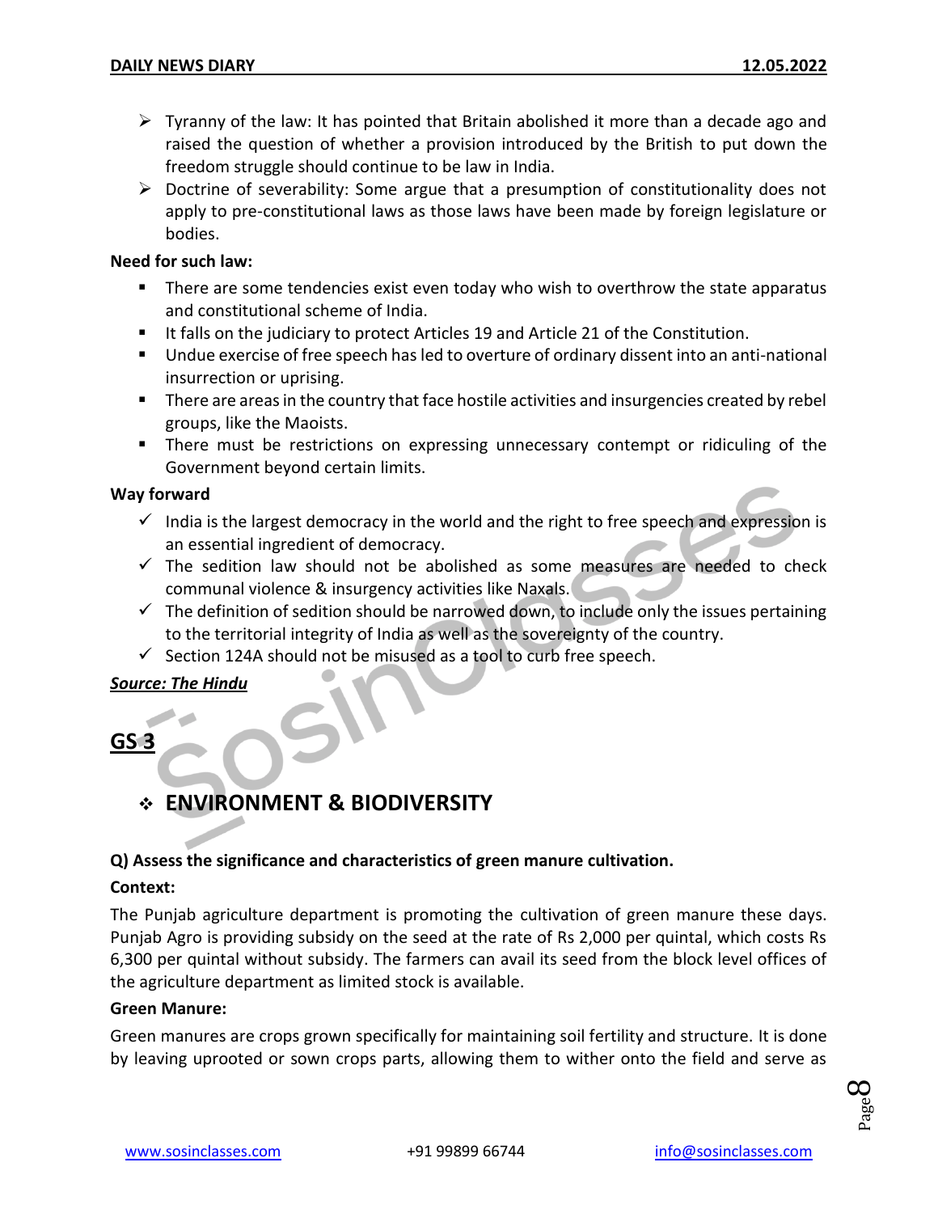- Tyranny of the law: It has pointed that Britain abolished it more than a decade ago and raised the question of whether a provision introduced by the British to put down the freedom struggle should continue to be law in India.
- Doctrine of severability: Some argue that a presumption of constitutionality does not apply to pre-constitutional laws as those laws have been made by foreign legislature or bodies.

**Need for such law:**

- There are some tendencies exist even today who wish to overthrow the state apparatus and constitutional scheme of India.
- It falls on the judiciary to protect Articles 19 and Article 21 of the Constitution.
- Undue exercise of free speech has led to overture of ordinary dissent into an anti-national insurrection or uprising.
- There are areas in the country that face hostile activities and insurgencies created by rebel groups, like the Maoists.
- There must be restrictions on expressing unnecessary contempt or ridiculing of the Government beyond certain limits.

**Way forward**

- ✓ India is the largest democracy in the world and the right to free speech and expression is an essential ingredient of democracy.
- ✓ The sedition law should not be abolished as some measures are needed to check communal violence & insurgency activities like Naxals.
- ✓ The definition of sedition should be narrowed down, to include only the issues pertaining to the territorial integrity of India as well as the sovereignty of the country.
- ✓ Section 124A should not be misused as a tool to curb free speech.

***Source: The Hindu***

## GS 3

### ❖ ENVIRONMENT & BIODIVERSITY

**Q) Assess the significance and characteristics of green manure cultivation.**

**Context:**

The Punjab agriculture department is promoting the cultivation of green manure these days. Punjab Agro is providing subsidy on the seed at the rate of Rs 2,000 per quintal, which costs Rs 6,300 per quintal without subsidy. The farmers can avail its seed from the block level offices of the agriculture department as limited stock is available.

**Green Manure:**

Green manures are crops grown specifically for maintaining soil fertility and structure. It is done by leaving uprooted or sown crops parts, allowing them to wither onto the field and serve as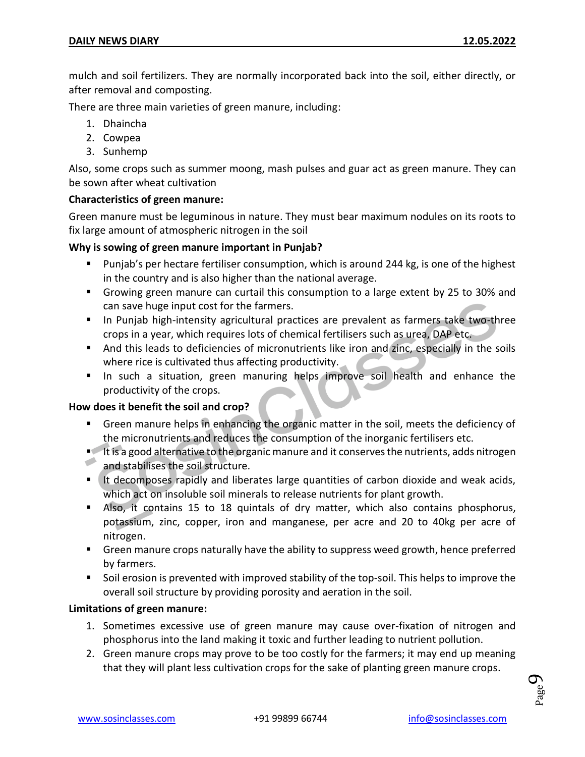mulch and soil fertilizers. They are normally incorporated back into the soil, either directly, or after removal and composting.

There are three main varieties of green manure, including:

1. Dhaincha
2. Cowpea
3. Sunhemp

Also, some crops such as summer moong, mash pulses and guar act as green manure. They can be sown after wheat cultivation

**Characteristics of green manure:**

Green manure must be leguminous in nature. They must bear maximum nodules on its roots to fix large amount of atmospheric nitrogen in the soil

**Why is sowing of green manure important in Punjab?**

- Punjab's per hectare fertiliser consumption, which is around 244 kg, is one of the highest in the country and is also higher than the national average.
- Growing green manure can curtail this consumption to a large extent by 25 to 30% and can save huge input cost for the farmers.
- In Punjab high-intensity agricultural practices are prevalent as farmers take two-three crops in a year, which requires lots of chemical fertilisers such as urea, DAP etc.
- And this leads to deficiencies of micronutrients like iron and zinc, especially in the soils where rice is cultivated thus affecting productivity.
- In such a situation, green manuring helps improve soil health and enhance the productivity of the crops.

**How does it benefit the soil and crop?**

- Green manure helps in enhancing the organic matter in the soil, meets the deficiency of the micronutrients and reduces the consumption of the inorganic fertilisers etc.
- It is a good alternative to the organic manure and it conserves the nutrients, adds nitrogen and stabilises the soil structure.
- It decomposes rapidly and liberates large quantities of carbon dioxide and weak acids, which act on insoluble soil minerals to release nutrients for plant growth.
- Also, it contains 15 to 18 quintals of dry matter, which also contains phosphorus, potassium, zinc, copper, iron and manganese, per acre and 20 to 40kg per acre of nitrogen.
- Green manure crops naturally have the ability to suppress weed growth, hence preferred by farmers.
- Soil erosion is prevented with improved stability of the top-soil. This helps to improve the overall soil structure by providing porosity and aeration in the soil.

**Limitations of green manure:**

1. Sometimes excessive use of green manure may cause over-fixation of nitrogen and phosphorus into the land making it toxic and further leading to nutrient pollution.
2. Green manure crops may prove to be too costly for the farmers; it may end up meaning that they will plant less cultivation crops for the sake of planting green manure crops.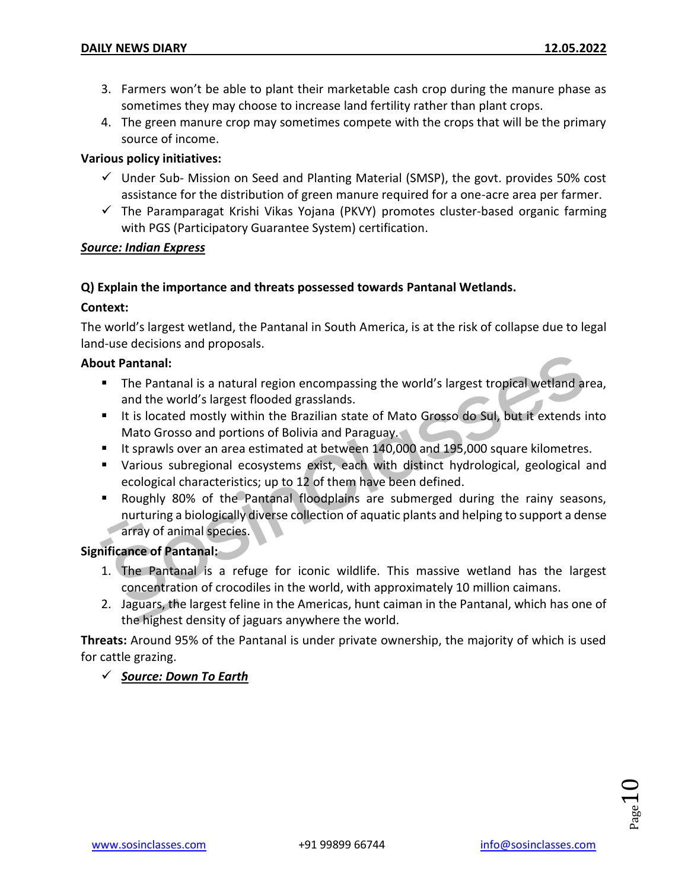3. Farmers won't be able to plant their marketable cash crop during the manure phase as sometimes they may choose to increase land fertility rather than plant crops.
4. The green manure crop may sometimes compete with the crops that will be the primary source of income.

**Various policy initiatives:**

- ✓ Under Sub- Mission on Seed and Planting Material (SMSP), the govt. provides 50% cost assistance for the distribution of green manure required for a one-acre area per farmer.
- ✓ The Paramparagat Krishi Vikas Yojana (PKVY) promotes cluster-based organic farming with PGS (Participatory Guarantee System) certification.

***Source: Indian Express***

**Q) Explain the importance and threats possessed towards Pantanal Wetlands.**

**Context:**

The world's largest wetland, the Pantanal in South America, is at the risk of collapse due to legal land-use decisions and proposals.

**About Pantanal:**

- The Pantanal is a natural region encompassing the world's largest tropical wetland area, and the world's largest flooded grasslands.
- It is located mostly within the Brazilian state of Mato Grosso do Sul, but it extends into Mato Grosso and portions of Bolivia and Paraguay.
- It sprawls over an area estimated at between 140,000 and 195,000 square kilometres.
- Various subregional ecosystems exist, each with distinct hydrological, geological and ecological characteristics; up to 12 of them have been defined.
- Roughly 80% of the Pantanal floodplains are submerged during the rainy seasons, nurturing a biologically diverse collection of aquatic plants and helping to support a dense array of animal species.

**Significance of Pantanal:**

1. The Pantanal is a refuge for iconic wildlife. This massive wetland has the largest concentration of crocodiles in the world, with approximately 10 million caimans.
2. Jaguars, the largest feline in the Americas, hunt caiman in the Pantanal, which has one of the highest density of jaguars anywhere the world.

**Threats:** Around 95% of the Pantanal is under private ownership, the majority of which is used for cattle grazing.

- ✓ ***Source: Down To Earth***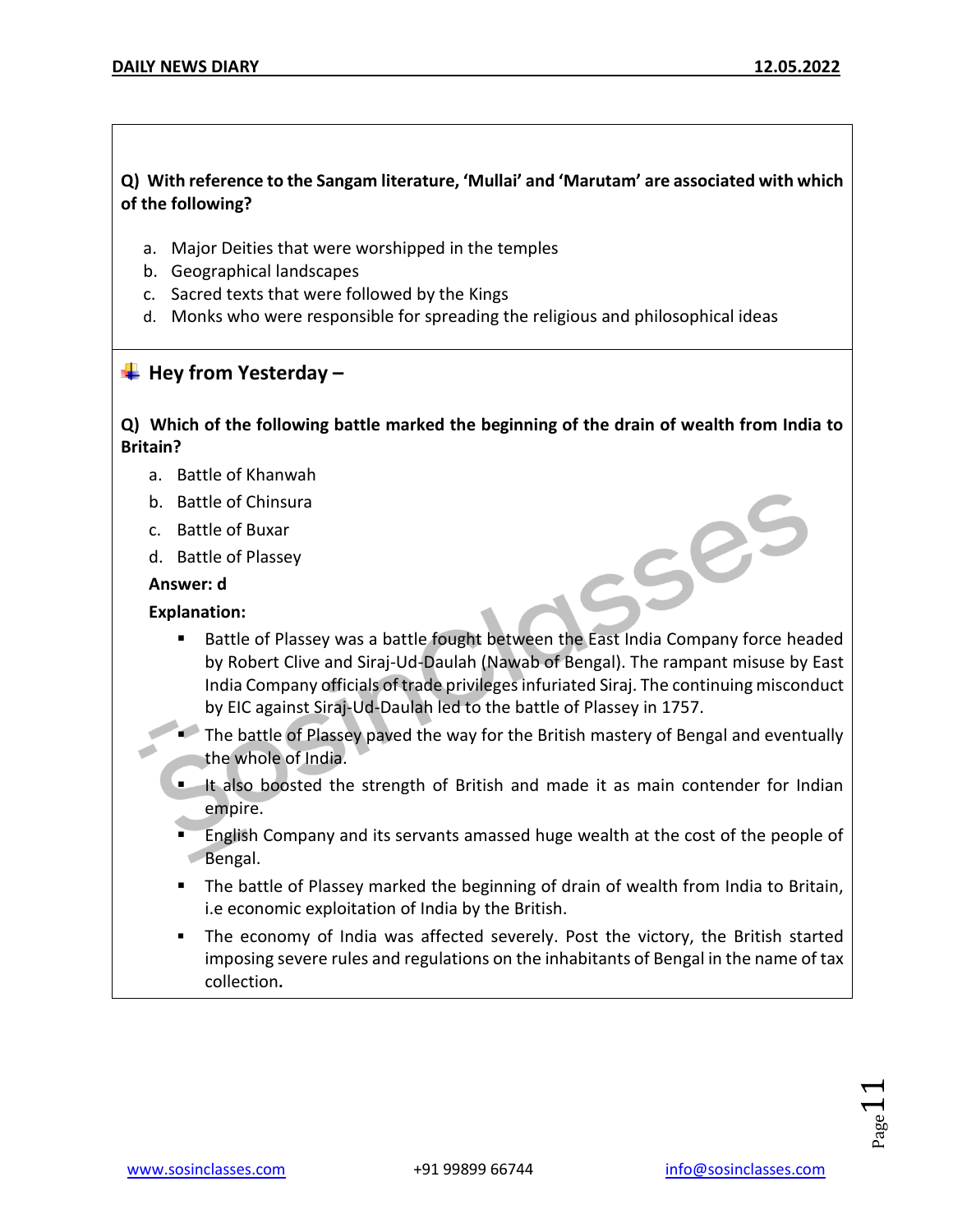**Q) With reference to the Sangam literature, 'Mullai' and 'Marutam' are associated with which of the following?**

a. Major Deities that were worshipped in the temples
b. Geographical landscapes
c. Sacred texts that were followed by the Kings
d. Monks who were responsible for spreading the religious and philosophical ideas

## Hey from Yesterday –

**Q) Which of the following battle marked the beginning of the drain of wealth from India to Britain?**

a. Battle of Khanwah
b. Battle of Chinsura
c. Battle of Buxar
d. Battle of Plassey

**Answer: d**

**Explanation:**

- Battle of Plassey was a battle fought between the East India Company force headed by Robert Clive and Siraj-Ud-Daulah (Nawab of Bengal). The rampant misuse by East India Company officials of trade privileges infuriated Siraj. The continuing misconduct by EIC against Siraj-Ud-Daulah led to the battle of Plassey in 1757.
- The battle of Plassey paved the way for the British mastery of Bengal and eventually the whole of India.
- It also boosted the strength of British and made it as main contender for Indian empire.
- English Company and its servants amassed huge wealth at the cost of the people of Bengal.
- The battle of Plassey marked the beginning of drain of wealth from India to Britain, i.e economic exploitation of India by the British.
- The economy of India was affected severely. Post the victory, the British started imposing severe rules and regulations on the inhabitants of Bengal in the name of tax collection.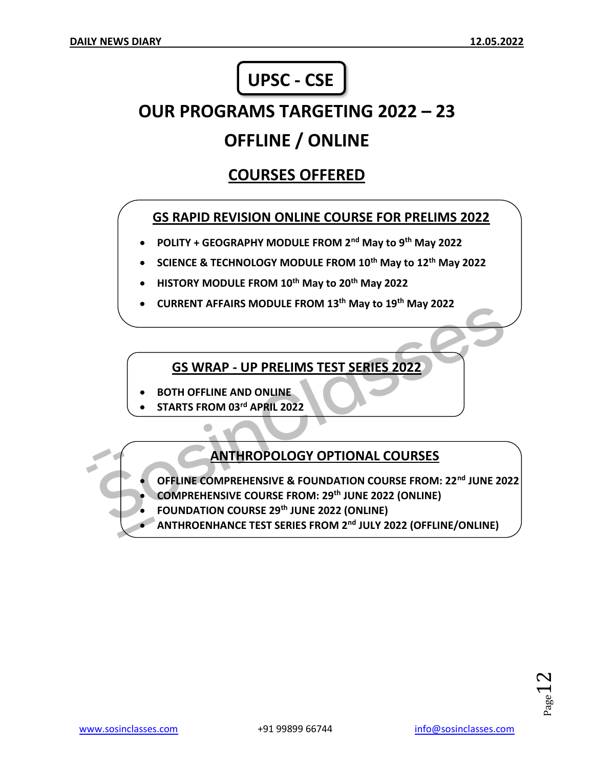# UPSC - CSE

## OUR PROGRAMS TARGETING 2022 – 23

## OFFLINE / ONLINE

## COURSES OFFERED

### GS RAPID REVISION ONLINE COURSE FOR PRELIMS 2022

- **POLITY + GEOGRAPHY MODULE FROM 2nd May to 9th May 2022**
- **SCIENCE & TECHNOLOGY MODULE FROM 10th May to 12th May 2022**
- **HISTORY MODULE FROM 10th May to 20th May 2022**
- **CURRENT AFFAIRS MODULE FROM 13th May to 19th May 2022**

### GS WRAP - UP PRELIMS TEST SERIES 2022

- **BOTH OFFLINE AND ONLINE**
- **STARTS FROM 03rd APRIL 2022**

### ANTHROPOLOGY OPTIONAL COURSES

- **OFFLINE COMPREHENSIVE & FOUNDATION COURSE FROM: 22nd JUNE 2022**
- **COMPREHENSIVE COURSE FROM: 29th JUNE 2022 (ONLINE)**
- **FOUNDATION COURSE 29th JUNE 2022 (ONLINE)**
- **ANTHROENHANCE TEST SERIES FROM 2nd JULY 2022 (OFFLINE/ONLINE)**